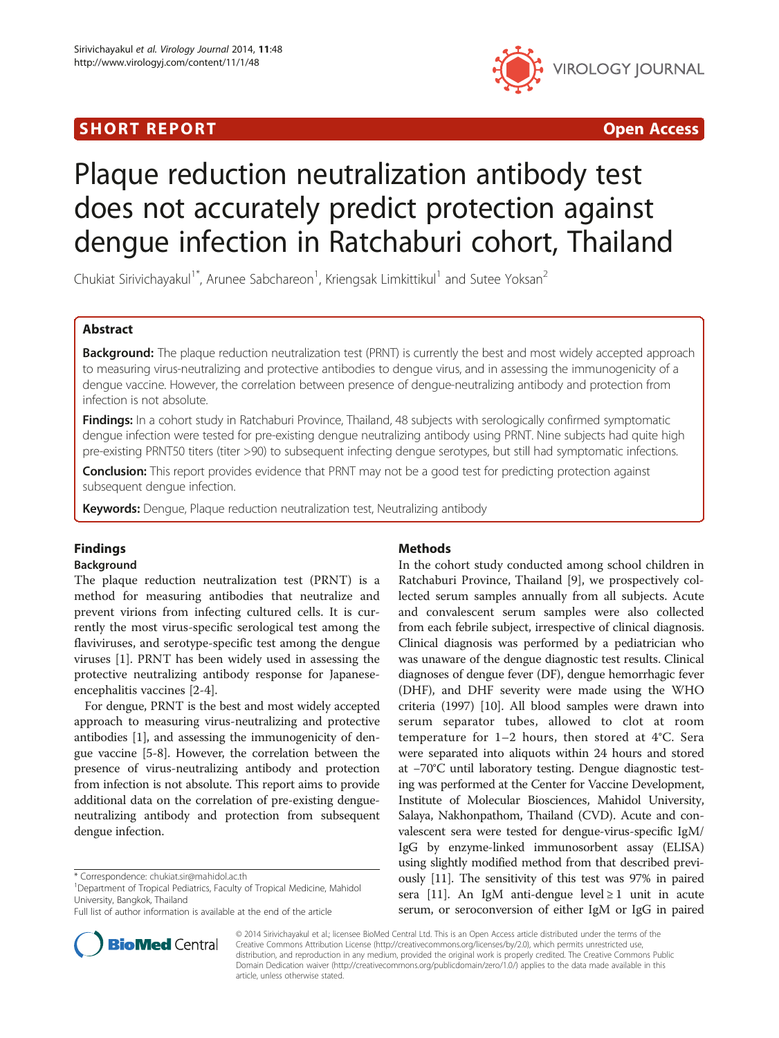SHORT REPORT

Open Access

# Plaque reduction neutralization antibody test does not accurately predict protection against dengue infection in Ratchaburi cohort, Thailand

Chukiat Sirivichayakul[1*], Arunee Sabchareon[1], Kriengsak Limkittikul[1] and Sutee Yoksan[2]

## Abstract

**Background:** The plaque reduction neutralization test (PRNT) is currently the best and most widely accepted approach to measuring virus-neutralizing and protective antibodies to dengue virus, and in assessing the immunogenicity of a dengue vaccine. However, the correlation between presence of dengue-neutralizing antibody and protection from infection is not absolute.

**Findings:** In a cohort study in Ratchaburi Province, Thailand, 48 subjects with serologically confirmed symptomatic dengue infection were tested for pre-existing dengue neutralizing antibody using PRNT. Nine subjects had quite high pre-existing PRNT50 titers (titer >90) to subsequent infecting dengue serotypes, but still had symptomatic infections.

**Conclusion:** This report provides evidence that PRNT may not be a good test for predicting protection against subsequent dengue infection.

**Keywords:** Dengue, Plaque reduction neutralization test, Neutralizing antibody

## Findings

### Background

The plaque reduction neutralization test (PRNT) is a method for measuring antibodies that neutralize and prevent virions from infecting cultured cells. It is currently the most virus-specific serological test among the flaviviruses, and serotype-specific test among the dengue viruses [1]. PRNT has been widely used in assessing the protective neutralizing antibody response for Japanese-encephalitis vaccines [2-4].

For dengue, PRNT is the best and most widely accepted approach to measuring virus-neutralizing and protective antibodies [1], and assessing the immunogenicity of dengue vaccine [5-8]. However, the correlation between the presence of virus-neutralizing antibody and protection from infection is not absolute. This report aims to provide additional data on the correlation of pre-existing dengue-neutralizing antibody and protection from subsequent dengue infection.

### Methods

In the cohort study conducted among school children in Ratchaburi Province, Thailand [9], we prospectively collected serum samples annually from all subjects. Acute and convalescent serum samples were also collected from each febrile subject, irrespective of clinical diagnosis. Clinical diagnosis was performed by a pediatrician who was unaware of the dengue diagnostic test results. Clinical diagnoses of dengue fever (DF), dengue hemorrhagic fever (DHF), and DHF severity were made using the WHO criteria (1997) [10]. All blood samples were drawn into serum separator tubes, allowed to clot at room temperature for 1–2 hours, then stored at 4°C. Sera were separated into aliquots within 24 hours and stored at −70°C until laboratory testing. Dengue diagnostic testing was performed at the Center for Vaccine Development, Institute of Molecular Biosciences, Mahidol University, Salaya, Nakhonpathom, Thailand (CVD). Acute and convalescent sera were tested for dengue-virus-specific IgM/IgG by enzyme-linked immunosorbent assay (ELISA) using slightly modified method from that described previously [11]. The sensitivity of this test was 97% in paired sera [11]. An IgM anti-dengue level ≥ 1 unit in acute serum, or seroconversion of either IgM or IgG in paired

\* Correspondence: chukiat.sir@mahidol.ac.th
[1]Department of Tropical Pediatrics, Faculty of Tropical Medicine, Mahidol University, Bangkok, Thailand
Full list of author information is available at the end of the article

© 2014 Sirivichayakul et al.; licensee BioMed Central Ltd. This is an Open Access article distributed under the terms of the Creative Commons Attribution License (http://creativecommons.org/licenses/by/2.0), which permits unrestricted use, distribution, and reproduction in any medium, provided the original work is properly credited. The Creative Commons Public Domain Dedication waiver (http://creativecommons.org/publicdomain/zero/1.0/) applies to the data made available in this article, unless otherwise stated.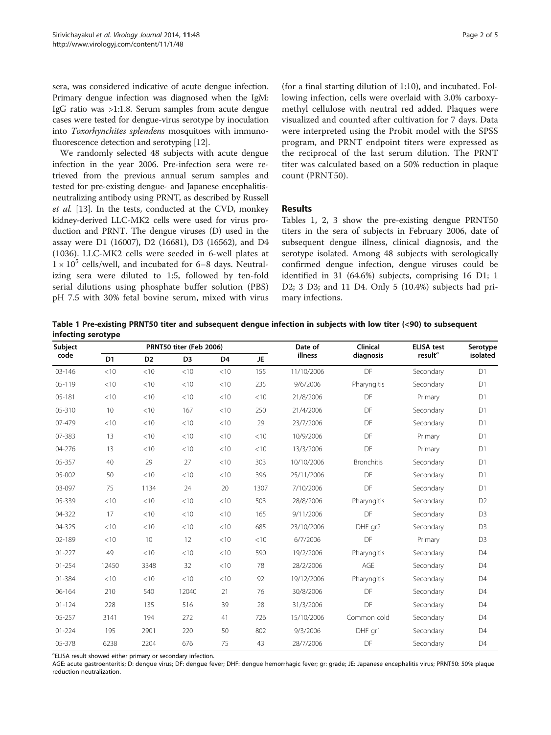sera, was considered indicative of acute dengue infection. Primary dengue infection was diagnosed when the IgM: IgG ratio was >1:1.8. Serum samples from acute dengue cases were tested for dengue-virus serotype by inoculation into *Toxorhynchites splendens* mosquitoes with immunofluorescence detection and serotyping [12].

We randomly selected 48 subjects with acute dengue infection in the year 2006. Pre-infection sera were retrieved from the previous annual serum samples and tested for pre-existing dengue- and Japanese encephalitis-neutralizing antibody using PRNT, as described by Russell *et al.* [13]. In the tests, conducted at the CVD, monkey kidney-derived LLC-MK2 cells were used for virus production and PRNT. The dengue viruses (D) used in the assay were D1 (16007), D2 (16681), D3 (16562), and D4 (1036). LLC-MK2 cells were seeded in 6-well plates at $1 \times 10^5$ cells/well, and incubated for 6–8 days. Neutralizing sera were diluted to 1:5, followed by ten-fold serial dilutions using phosphate buffer solution (PBS) pH 7.5 with 30% fetal bovine serum, mixed with virus (for a final starting dilution of 1:10), and incubated. Following infection, cells were overlaid with 3.0% carboxymethyl cellulose with neutral red added. Plaques were visualized and counted after cultivation for 7 days. Data were interpreted using the Probit model with the SPSS program, and PRNT endpoint titers were expressed as the reciprocal of the last serum dilution. The PRNT titer was calculated based on a 50% reduction in plaque count (PRNT50).

## Results

Tables 1, 2, 3 show the pre-existing dengue PRNT50 titers in the sera of subjects in February 2006, date of subsequent dengue illness, clinical diagnosis, and the serotype isolated. Among 48 subjects with serologically confirmed dengue infection, dengue viruses could be identified in 31 (64.6%) subjects, comprising 16 D1; 1 D2; 3 D3; and 11 D4. Only 5 (10.4%) subjects had primary infections.

**Table 1 Pre-existing PRNT50 titer and subsequent dengue infection in subjects with low titer (<90) to subsequent infecting serotype**

| Subject code | PRNT50 titer (Feb 2006) | | | | | Date of illness | Clinical diagnosis | ELISA test result[a] | Serotype isolated |
|---|---|---|---|---|---|---|---|---|---|
| | D1 | D2 | D3 | D4 | JE | | | | |
| 03-146 | <10 | <10 | <10 | <10 | 155 | 11/10/2006 | DF | Secondary | D1 |
| 05-119 | <10 | <10 | <10 | <10 | 235 | 9/6/2006 | Pharyngitis | Secondary | D1 |
| 05-181 | <10 | <10 | <10 | <10 | <10 | 21/8/2006 | DF | Primary | D1 |
| 05-310 | 10 | <10 | 167 | <10 | 250 | 21/4/2006 | DF | Secondary | D1 |
| 07-479 | <10 | <10 | <10 | <10 | 29 | 23/7/2006 | DF | Secondary | D1 |
| 07-383 | 13 | <10 | <10 | <10 | <10 | 10/9/2006 | DF | Primary | D1 |
| 04-276 | 13 | <10 | <10 | <10 | <10 | 13/3/2006 | DF | Primary | D1 |
| 05-357 | 40 | 29 | 27 | <10 | 303 | 10/10/2006 | Bronchitis | Secondary | D1 |
| 05-002 | 50 | <10 | <10 | <10 | 396 | 25/11/2006 | DF | Secondary | D1 |
| 03-097 | 75 | 1134 | 24 | 20 | 1307 | 7/10/2006 | DF | Secondary | D1 |
| 05-339 | <10 | <10 | <10 | <10 | 503 | 28/8/2006 | Pharyngitis | Secondary | D2 |
| 04-322 | 17 | <10 | <10 | <10 | 165 | 9/11/2006 | DF | Secondary | D3 |
| 04-325 | <10 | <10 | <10 | <10 | 685 | 23/10/2006 | DHF gr2 | Secondary | D3 |
| 02-189 | <10 | 10 | 12 | <10 | <10 | 6/7/2006 | DF | Primary | D3 |
| 01-227 | 49 | <10 | <10 | <10 | 590 | 19/2/2006 | Pharyngitis | Secondary | D4 |
| 01-254 | 12450 | 3348 | 32 | <10 | 78 | 28/2/2006 | AGE | Secondary | D4 |
| 01-384 | <10 | <10 | <10 | <10 | 92 | 19/12/2006 | Pharyngitis | Secondary | D4 |
| 06-164 | 210 | 540 | 12040 | 21 | 76 | 30/8/2006 | DF | Secondary | D4 |
| 01-124 | 228 | 135 | 516 | 39 | 28 | 31/3/2006 | DF | Secondary | D4 |
| 05-257 | 3141 | 194 | 272 | 41 | 726 | 15/10/2006 | Common cold | Secondary | D4 |
| 01-224 | 195 | 2901 | 220 | 50 | 802 | 9/3/2006 | DHF gr1 | Secondary | D4 |
| 05-378 | 6238 | 2204 | 676 | 75 | 43 | 28/7/2006 | DF | Secondary | D4 |

[a]ELISA result showed either primary or secondary infection.

AGE: acute gastroenteritis; D: dengue virus; DF: dengue fever; DHF: dengue hemorrhagic fever; gr: grade; JE: Japanese encephalitis virus; PRNT50: 50% plaque reduction neutralization.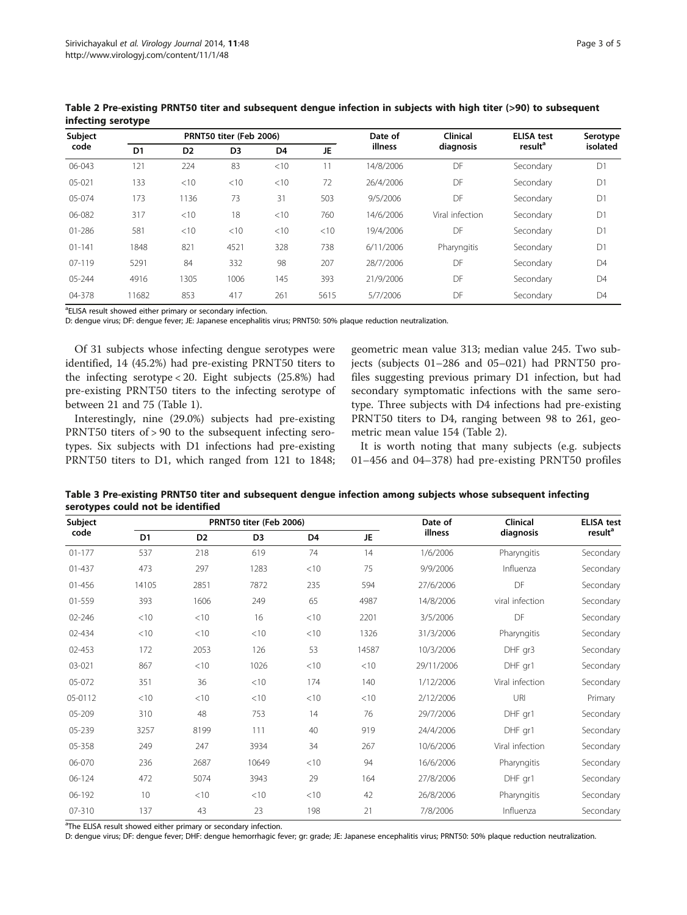**Table 2 Pre-existing PRNT50 titer and subsequent dengue infection in subjects with high titer (>90) to subsequent infecting serotype**

| Subject code | PRNT50 titer (Feb 2006) | | | | | Date of illness | Clinical diagnosis | ELISA test result[a] | Serotype isolated |
|---|---|---|---|---|---|---|---|---|---|
| | D1 | D2 | D3 | D4 | JE | | | | |
| 06-043 | 121 | 224 | 83 | <10 | 11 | 14/8/2006 | DF | Secondary | D1 |
| 05-021 | 133 | <10 | <10 | <10 | 72 | 26/4/2006 | DF | Secondary | D1 |
| 05-074 | 173 | 1136 | 73 | 31 | 503 | 9/5/2006 | DF | Secondary | D1 |
| 06-082 | 317 | <10 | 18 | <10 | 760 | 14/6/2006 | Viral infection | Secondary | D1 |
| 01-286 | 581 | <10 | <10 | <10 | <10 | 19/4/2006 | DF | Secondary | D1 |
| 01-141 | 1848 | 821 | 4521 | 328 | 738 | 6/11/2006 | Pharyngitis | Secondary | D1 |
| 07-119 | 5291 | 84 | 332 | 98 | 207 | 28/7/2006 | DF | Secondary | D4 |
| 05-244 | 4916 | 1305 | 1006 | 145 | 393 | 21/9/2006 | DF | Secondary | D4 |
| 04-378 | 11682 | 853 | 417 | 261 | 5615 | 5/7/2006 | DF | Secondary | D4 |

[a]ELISA result showed either primary or secondary infection.

D: dengue virus; DF: dengue fever; JE: Japanese encephalitis virus; PRNT50: 50% plaque reduction neutralization.

Of 31 subjects whose infecting dengue serotypes were identified, 14 (45.2%) had pre-existing PRNT50 titers to the infecting serotype < 20. Eight subjects (25.8%) had pre-existing PRNT50 titers to the infecting serotype of between 21 and 75 (Table 1).

Interestingly, nine (29.0%) subjects had pre-existing PRNT50 titers of > 90 to the subsequent infecting serotypes. Six subjects with D1 infections had pre-existing PRNT50 titers to D1, which ranged from 121 to 1848; geometric mean value 313; median value 245. Two subjects (subjects 01–286 and 05–021) had PRNT50 profiles suggesting previous primary D1 infection, but had secondary symptomatic infections with the same serotype. Three subjects with D4 infections had pre-existing PRNT50 titers to D4, ranging between 98 to 261, geometric mean value 154 (Table 2).

It is worth noting that many subjects (e.g. subjects 01–456 and 04–378) had pre-existing PRNT50 profiles

**Table 3 Pre-existing PRNT50 titer and subsequent dengue infection among subjects whose subsequent infecting serotypes could not be identified**

| Subject code | PRNT50 titer (Feb 2006) | | | | | Date of illness | Clinical diagnosis | ELISA test result[a] |
|---|---|---|---|---|---|---|---|---|
| | D1 | D2 | D3 | D4 | JE | | | |
| 01-177 | 537 | 218 | 619 | 74 | 14 | 1/6/2006 | Pharyngitis | Secondary |
| 01-437 | 473 | 297 | 1283 | <10 | 75 | 9/9/2006 | Influenza | Secondary |
| 01-456 | 14105 | 2851 | 7872 | 235 | 594 | 27/6/2006 | DF | Secondary |
| 01-559 | 393 | 1606 | 249 | 65 | 4987 | 14/8/2006 | viral infection | Secondary |
| 02-246 | <10 | <10 | 16 | <10 | 2201 | 3/5/2006 | DF | Secondary |
| 02-434 | <10 | <10 | <10 | <10 | 1326 | 31/3/2006 | Pharyngitis | Secondary |
| 02-453 | 172 | 2053 | 126 | 53 | 14587 | 10/3/2006 | DHF gr3 | Secondary |
| 03-021 | 867 | <10 | 1026 | <10 | <10 | 29/11/2006 | DHF gr1 | Secondary |
| 05-072 | 351 | 36 | <10 | 174 | 140 | 1/12/2006 | Viral infection | Secondary |
| 05-0112 | <10 | <10 | <10 | <10 | <10 | 2/12/2006 | URI | Primary |
| 05-209 | 310 | 48 | 753 | 14 | 76 | 29/7/2006 | DHF gr1 | Secondary |
| 05-239 | 3257 | 8199 | 111 | 40 | 919 | 24/4/2006 | DHF gr1 | Secondary |
| 05-358 | 249 | 247 | 3934 | 34 | 267 | 10/6/2006 | Viral infection | Secondary |
| 06-070 | 236 | 2687 | 10649 | <10 | 94 | 16/6/2006 | Pharyngitis | Secondary |
| 06-124 | 472 | 5074 | 3943 | 29 | 164 | 27/8/2006 | DHF gr1 | Secondary |
| 06-192 | 10 | <10 | <10 | <10 | 42 | 26/8/2006 | Pharyngitis | Secondary |
| 07-310 | 137 | 43 | 23 | 198 | 21 | 7/8/2006 | Influenza | Secondary |

[a]The ELISA result showed either primary or secondary infection.

D: dengue virus; DF: dengue fever; DHF: dengue hemorrhagic fever; gr: grade; JE: Japanese encephalitis virus; PRNT50: 50% plaque reduction neutralization.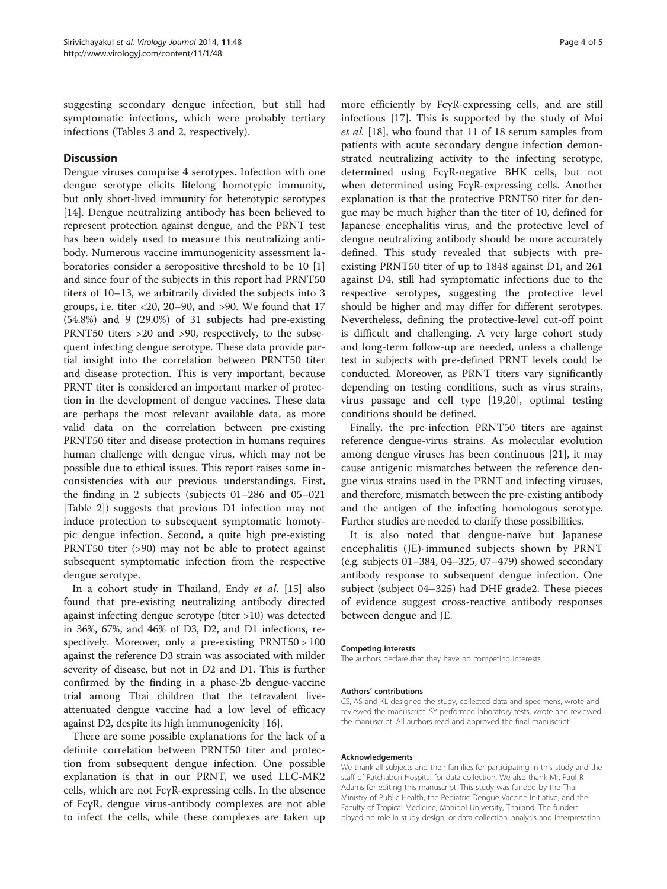suggesting secondary dengue infection, but still had symptomatic infections, which were probably tertiary infections (Tables 3 and 2, respectively).

## Discussion

Dengue viruses comprise 4 serotypes. Infection with one dengue serotype elicits lifelong homotypic immunity, but only short-lived immunity for heterotypic serotypes [14]. Dengue neutralizing antibody has been believed to represent protection against dengue, and the PRNT test has been widely used to measure this neutralizing antibody. Numerous vaccine immunogenicity assessment laboratories consider a seropositive threshold to be 10 [1] and since four of the subjects in this report had PRNT50 titers of 10–13, we arbitrarily divided the subjects into 3 groups, i.e. titer <20, 20–90, and >90. We found that 17 (54.8%) and 9 (29.0%) of 31 subjects had pre-existing PRNT50 titers >20 and >90, respectively, to the subsequent infecting dengue serotype. These data provide partial insight into the correlation between PRNT50 titer and disease protection. This is very important, because PRNT titer is considered an important marker of protection in the development of dengue vaccines. These data are perhaps the most relevant available data, as more valid data on the correlation between pre-existing PRNT50 titer and disease protection in humans requires human challenge with dengue virus, which may not be possible due to ethical issues. This report raises some inconsistencies with our previous understandings. First, the finding in 2 subjects (subjects 01–286 and 05–021 [Table 2]) suggests that previous D1 infection may not induce protection to subsequent symptomatic homotypic dengue infection. Second, a quite high pre-existing PRNT50 titer (>90) may not be able to protect against subsequent symptomatic infection from the respective dengue serotype.

In a cohort study in Thailand, Endy *et al*. [15] also found that pre-existing neutralizing antibody directed against infecting dengue serotype (titer >10) was detected in 36%, 67%, and 46% of D3, D2, and D1 infections, respectively. Moreover, only a pre-existing PRNT50 > 100 against the reference D3 strain was associated with milder severity of disease, but not in D2 and D1. This is further confirmed by the finding in a phase-2b dengue-vaccine trial among Thai children that the tetravalent live-attenuated dengue vaccine had a low level of efficacy against D2, despite its high immunogenicity [16].

There are some possible explanations for the lack of a definite correlation between PRNT50 titer and protection from subsequent dengue infection. One possible explanation is that in our PRNT, we used LLC-MK2 cells, which are not FcγR-expressing cells. In the absence of FcγR, dengue virus-antibody complexes are not able to infect the cells, while these complexes are taken up more efficiently by FcγR-expressing cells, and are still infectious [17]. This is supported by the study of Moi *et al.* [18], who found that 11 of 18 serum samples from patients with acute secondary dengue infection demonstrated neutralizing activity to the infecting serotype, determined using FcγR-negative BHK cells, but not when determined using FcγR-expressing cells. Another explanation is that the protective PRNT50 titer for dengue may be much higher than the titer of 10, defined for Japanese encephalitis virus, and the protective level of dengue neutralizing antibody should be more accurately defined. This study revealed that subjects with pre-existing PRNT50 titer of up to 1848 against D1, and 261 against D4, still had symptomatic infections due to the respective serotypes, suggesting the protective level should be higher and may differ for different serotypes. Nevertheless, defining the protective-level cut-off point is difficult and challenging. A very large cohort study and long-term follow-up are needed, unless a challenge test in subjects with pre-defined PRNT levels could be conducted. Moreover, as PRNT titers vary significantly depending on testing conditions, such as virus strains, virus passage and cell type [19,20], optimal testing conditions should be defined.

Finally, the pre-infection PRNT50 titers are against reference dengue-virus strains. As molecular evolution among dengue viruses has been continuous [21], it may cause antigenic mismatches between the reference dengue virus strains used in the PRNT and infecting viruses, and therefore, mismatch between the pre-existing antibody and the antigen of the infecting homologous serotype. Further studies are needed to clarify these possibilities.

It is also noted that dengue-naïve but Japanese encephalitis (JE)-immuned subjects shown by PRNT (e.g. subjects 01–384, 04–325, 07–479) showed secondary antibody response to subsequent dengue infection. One subject (subject 04–325) had DHF grade2. These pieces of evidence suggest cross-reactive antibody responses between dengue and JE.

#### Competing interests

The authors declare that they have no competing interests.

#### Authors' contributions

CS, AS and KL designed the study, collected data and specimens, wrote and reviewed the manuscript. SY performed laboratory tests, wrote and reviewed the manuscript. All authors read and approved the final manuscript.

#### Acknowledgements

We thank all subjects and their families for participating in this study and the staff of Ratchaburi Hospital for data collection. We also thank Mr. Paul R Adams for editing this manuscript. This study was funded by the Thai Ministry of Public Health, the Pediatric Dengue Vaccine Initiative, and the Faculty of Tropical Medicine, Mahidol University, Thailand. The funders played no role in study design, or data collection, analysis and interpretation.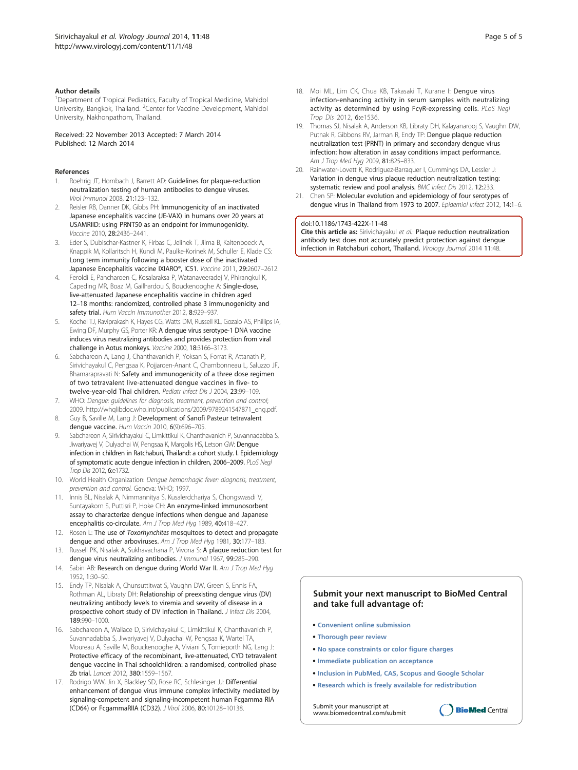### Author details

[1]Department of Tropical Pediatrics, Faculty of Tropical Medicine, Mahidol University, Bangkok, Thailand. [2]Center for Vaccine Development, Mahidol University, Nakhonpathom, Thailand.

Received: 22 November 2013 Accepted: 7 March 2014
Published: 12 March 2014

### References

1. Roehrig JT, Hombach J, Barrett AD: Guidelines for plaque-reduction neutralization testing of human antibodies to dengue viruses. *Virol Immunol* 2008, **21**:123–132.
2. Reisler RB, Danner DK, Gibbs PH: Immunogenicity of an inactivated Japanese encephalitis vaccine (JE-VAX) in humans over 20 years at USAMRIID: using PRNT50 as an endpoint for immunogenicity. *Vaccine* 2010, **28**:2436–2441.
3. Eder S, Dubischar-Kastner K, Firbas C, Jelinek T, Jilma B, Kaltenboeck A, Knappik M, Kollaritsch H, Kundi M, Paulke-Korinek M, Schuller E, Klade CS: Long term immunity following a booster dose of the inactivated Japanese Encephalitis vaccine IXIARO®, IC51. *Vaccine* 2011, **29**:2607–2612.
4. Feroldi E, Pancharoen C, Kosalaraksa P, Watanaveeradej V, Phirangkul K, Capeding MR, Boaz M, Gailhardou S, Bouckenooghe A: Single-dose, live-attenuated Japanese encephalitis vaccine in children aged 12–18 months: randomized, controlled phase 3 immunogenicity and safety trial. *Hum Vaccin Immunother* 2012, **8**:929–937.
5. Kochel TJ, Raviprakash K, Hayes CG, Watts DM, Russell KL, Gozalo AS, Phillips IA, Ewing DF, Murphy GS, Porter KR: A dengue virus serotype-1 DNA vaccine induces virus neutralizing antibodies and provides protection from viral challenge in Aotus monkeys. *Vaccine* 2000, **18**:3166–3173.
6. Sabchareon A, Lang J, Chanthavanich P, Yoksan S, Forrat R, Attanath P, Sirivichayakul C, Pengsaa K, Pojjaroen-Anant C, Chambonneau L, Saluzzo JF, Bhamarapravati N: Safety and immunogenicity of a three dose regimen of two tetravalent live-attenuated dengue vaccines in five- to twelve-year-old Thai children. *Pediatr Infect Dis J* 2004, **23**:99–109.
7. WHO: *Dengue: guidelines for diagnosis, treatment, prevention and control*; 2009. http://whqlibdoc.who.int/publications/2009/9789241547871_eng.pdf.
8. Guy B, Saville M, Lang J: Development of Sanofi Pasteur tetravalent dengue vaccine. *Hum Vaccin* 2010, **6**(9):696–705.
9. Sabchareon A, Sirivichayakul C, Limkittikul K, Chanthavanich P, Suvannadabba S, Jiwariyavej V, Dulyachai W, Pengsaa K, Margolis HS, Letson GW: Dengue infection in children in Ratchaburi, Thailand: a cohort study. I. Epidemiology of symptomatic acute dengue infection in children, 2006–2009. *PLoS Negl Trop Dis* 2012, **6**:e1732.
10. World Health Organization: *Dengue hemorrhagic fever: diagnosis, treatment, prevention and control*. Geneva: WHO; 1997.
11. Innis BL, Nisalak A, Nimmannitya S, Kusalerdchariya S, Chongswasdi V, Suntayakorn S, Puttisri P, Hoke CH: An enzyme-linked immunosorbent assay to characterize dengue infections when dengue and Japanese encephalitis co-circulate. *Am J Trop Med Hyg* 1989, **40**:418–427.
12. Rosen L: The use of *Toxorhynchites* mosquitoes to detect and propagate dengue and other arboviruses. *Am J Trop Med Hyg* 1981, **30**:177–183.
13. Russell PK, Nisalak A, Sukhavachana P, Vivona S: A plaque reduction test for dengue virus neutralizing antibodies. *J Immunol* 1967, **99**:285–290.
14. Sabin AB: Research on dengue during World War II. *Am J Trop Med Hyg* 1952, **1**:30–50.
15. Endy TP, Nisalak A, Chunsuttitwat S, Vaughn DW, Green S, Ennis FA, Rothman AL, Libraty DH: Relationship of preexisting dengue virus (DV) neutralizing antibody levels to viremia and severity of disease in a prospective cohort study of DV infection in Thailand. *J Infect Dis* 2004, **189**:990–1000.
16. Sabchareon A, Wallace D, Sirivichayakul C, Limkittikul K, Chanthavanich P, Suvannadabba S, Jiwariyavej V, Dulyachai W, Pengsaa K, Wartel TA, Moureau A, Saville M, Bouckenooghe A, Viviani S, Tornieporth NG, Lang J: Protective efficacy of the recombinant, live-attenuated, CYD tetravalent dengue vaccine in Thai schoolchildren: a randomised, controlled phase 2b trial. *Lancet* 2012, **380**:1559–1567.
17. Rodrigo WW, Jin X, Blackley SD, Rose RC, Schlesinger JJ: Differential enhancement of dengue virus immune complex infectivity mediated by signaling-competent and signaling-incompetent human Fcgamma RIA (CD64) or FcgammaRIIA (CD32). *J Virol* 2006, **80**:10128–10138.
18. Moi ML, Lim CK, Chua KB, Takasaki T, Kurane I: Dengue virus infection-enhancing activity in serum samples with neutralizing activity as determined by using FcγR-expressing cells. *PLoS Negl Trop Dis* 2012, **6**:e1536.
19. Thomas SJ, Nisalak A, Anderson KB, Libraty DH, Kalayanarooj S, Vaughn DW, Putnak R, Gibbons RV, Jarman R, Endy TP: Dengue plaque reduction neutralization test (PRNT) in primary and secondary dengue virus infection: how alteration in assay conditions impact performance. *Am J Trop Med Hyg* 2009, **81**:825–833.
20. Rainwater-Lovett K, Rodriguez-Barraquer I, Cummings DA, Lessler J: Variation in dengue virus plaque reduction neutralization testing: systematic review and pool analysis. *BMC Infect Dis* 2012, **12**:233.
21. Chen SP: Molecular evolution and epidemiology of four serotypes of dengue virus in Thailand from 1973 to 2007. *Epidemiol Infect* 2012, **14**:1–6.

doi:10.1186/1743-422X-11-48
**Cite this article as:** Sirivichayakul *et al.*: Plaque reduction neutralization antibody test does not accurately predict protection against dengue infection in Ratchaburi cohort, Thailand. *Virology Journal* 2014 **11**:48.

**Submit your next manuscript to BioMed Central and take full advantage of:**

- Convenient online submission
- Thorough peer review
- No space constraints or color figure charges
- Immediate publication on acceptance
- Inclusion in PubMed, CAS, Scopus and Google Scholar
- Research which is freely available for redistribution

Submit your manuscript at
www.biomedcentral.com/submit

BioMed Central